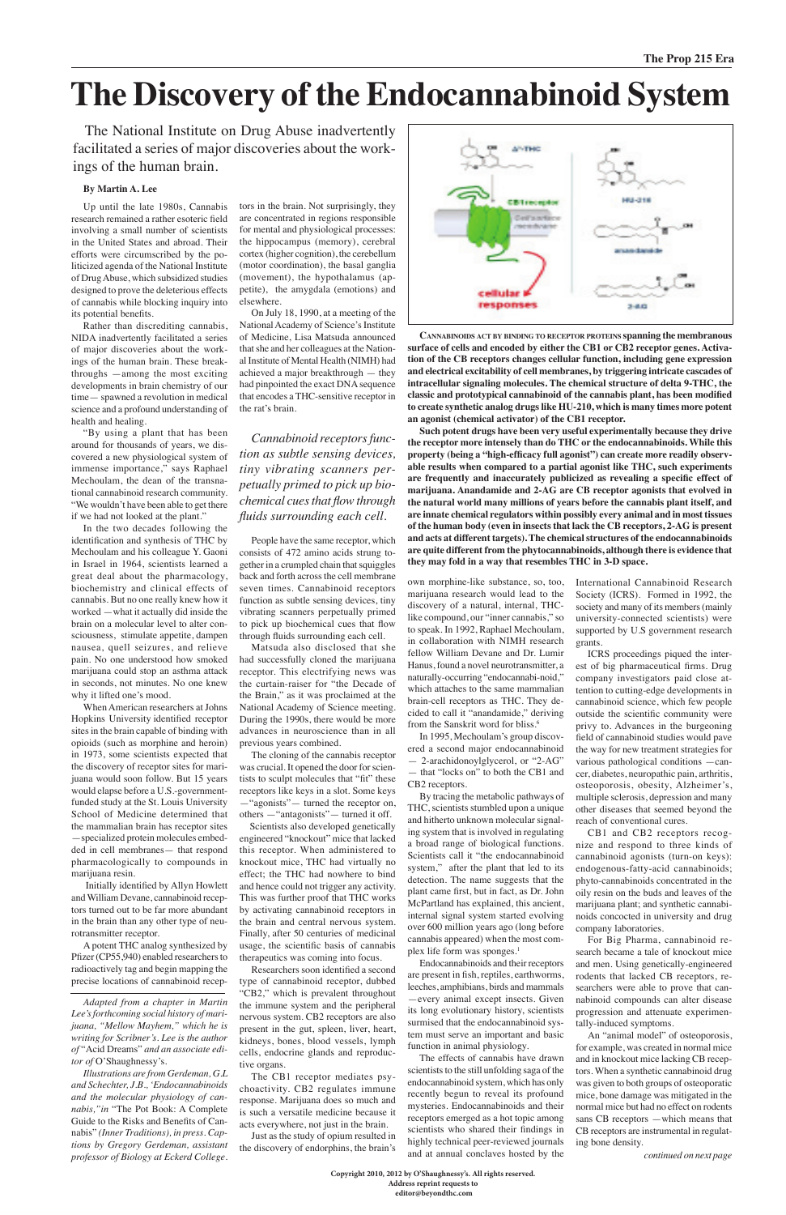# The Discovery of the Endocannabinoid System

The National Institute on Drug Abuse inadvertently facilitated a series of major discoveries about the workings of the human brain.

**By Martin A. Lee**

Up until the late 1980s, Cannabis research remained a rather esoteric field involving a small number of scientists in the United States and abroad. Their efforts were circumscribed by the politicized agenda of the National Institute of Drug Abuse, which subsidized studies designed to prove the deleterious effects of cannabis while blocking inquiry into its potential benefits.

Rather than discrediting cannabis, NIDA inadvertently facilitated a series of major discoveries about the workings of the human brain. These breakthroughs —among the most exciting developments in brain chemistry of our time— spawned a revolution in medical science and a profound understanding of health and healing.

"By using a plant that has been around for thousands of years, we discovered a new physiological system of immense importance," says Raphael Mechoulam, the dean of the transnational cannabinoid research community. "We wouldn't have been able to get there if we had not looked at the plant."

In the two decades following the identification and synthesis of THC by Mechoulam and his colleague Y. Gaoni in Israel in 1964, scientists learned a great deal about the pharmacology, biochemistry and clinical effects of cannabis. But no one really knew how it worked —what it actually did inside the brain on a molecular level to alter consciousness, stimulate appetite, dampen nausea, quell seizures, and relieve pain. No one understood how smoking marijuana could stop an asthma attack in seconds, not minutes. No one knew why it lifted one's mood.

When American researchers at Johns Hopkins University identified receptor sites in the brain capable of binding with opioids (such as morphine and heroin) in 1973, some scientists expected that the discovery of receptor sites for marijuana would soon follow. But 15 years would elapse before a U.S.-government-funded study at the St. Louis University School of Medicine determined that the mammalian brain has receptor sites —specialized protein molecules embedded in cell membranes— that respond pharmacologically to compounds in marijuana resin.

Initially identified by Allyn Howlett and William Devane, cannabinoid receptors turned out to be far more abundant in the brain than any other type of neurotransmitter receptor.

A potent THC analog synthesized by Pfizer (CP55,940) enabled researchers to radioactively tag and begin mapping the precise locations of cannabinoid receptors in the brain. Not surprisingly, they are concentrated in regions responsible for mental and physiological processes: the hippocampus (memory), cerebral cortex (higher cognition), the cerebellum (motor coordination), the basal ganglia (movement), the hypothalamus (appetite), the amygdala (emotions) and elsewhere.

On July 18, 1990, at a meeting of the National Academy of Science's Institute of Medicine, Lisa Matsuda announced that she and her colleagues at the National Institute of Mental Health (NIMH) had achieved a major breakthrough — they had pinpointed the exact DNA sequence that encodes a THC-sensitive receptor in the rat's brain.

*Cannabinoid receptors function as subtle sensing devices, tiny vibrating scanners perpetually primed to pick up biochemical cues that flow through fluids surrounding each cell.*

People have the same receptor, which consists of 472 amino acids strung together in a crumpled chain that squiggles back and forth across the cell membrane seven times. Cannabinoid receptors function as subtle sensing devices, tiny vibrating scanners perpetually primed to pick up biochemical cues that flow through fluids surrounding each cell.

Matsuda also disclosed that she had successfully cloned the marijuana receptor. This electrifying news was the curtain-raiser for "the Decade of the Brain," as it was proclaimed at the National Academy of Science meeting. During the 1990s, there would be more advances in neuroscience than in all previous years combined.

The cloning of the cannabinoid receptor was crucial. It opened the door for scientists to sculpt molecules that "fit" these receptors like keys in a slot. Some keys —"agonists"— turned the receptor on, others —"antagonists"— turned it off.

Scientists also developed genetically engineered "knockout" mice that lacked this receptor. When administered to knockout mice, THC had virtually no effect; the THC had nowhere to bind and hence could not trigger any activity. This was further proof that THC works by activating cannabinoid receptors in the brain and central nervous system. Finally, after 50 centuries of medicinal usage, the scientific basis of cannabis therapeutics was coming into focus.

Researchers soon identified a second type of cannabinoid receptor, dubbed "CB2," which is prevalent throughout the immune system and the peripheral nervous system. CB2 receptors are also present in the gut, spleen, liver, heart, kidneys, bones, blood vessels, lymph cells, endocrine glands and reproductive organs.

The CB1 receptor mediates psychoactivity. CB2 regulates immune response. Marijuana does so much and is such a versatile medicine because it acts everywhere, not just in the brain.

Just as the study of opium resulted in the discovery of endorphins, the brain's own morphine-like substance, so, too, marijuana research would lead to the discovery of a natural, internal, THC-like compound, our "inner cannabis," so to speak. In 1992, Raphael Mechoulam, in collaboration with NIMH research fellow William Devane and Dr. Lumir Hanus, found a novel neurotransmitter, a naturally-occurring "endocannabi-noid," which attaches to the same mammalian brain-cell receptors as THC. They decided to call it "anandamide," deriving from the Sanskrit word for bliss.[6]

In 1995, Mechoulam's group discovered a second major endocannabinoid — 2-arachidonoylglycerol, or "2-AG" — that "locks on" to both the CB1 and CB2 receptors.

By tracing the metabolic pathways of THC, scientists stumbled upon a unique and hitherto unknown molecular signaling system that is involved in regulating a broad range of biological functions. Scientists call it "the endocannabinoid system," after the plant that led to its detection. The name suggests that the plant came first, but in fact, as Dr. John McPartland has explained, this ancient, internal signal system started evolving over 600 million years ago (long before cannabis appeared) when the most complex life form was sponges.[1]

Endocannabinoids and their receptors are present in fish, reptiles, earthworms, leeches, amphibians, birds and mammals —every animal except insects. Given its long evolutionary history, scientists surmised that the endocannabinoid system must serve an important and basic function in animal physiology.

The effects of cannabis have drawn scientists to the still unfolding saga of the endocannabinoid system, which has only recently begun to reveal its profound mysteries. Endocannabinoids and their receptors emerged as a hot topic among scientists who shared their findings in highly technical peer-reviewed journals and at annual conclaves hosted by the International Cannabinoid Research Society (ICRS). Formed in 1992, the society and many of its members (mainly university-connected scientists) were supported by U.S government research grants.

ICRS proceedings piqued the interest of big pharmaceutical firms. Drug company investigators paid close attention to cutting-edge developments in cannabinoid science, which few people outside the scientific community were privy to. Advances in the burgeoning field of cannabinoid studies would pave the way for new treatment strategies for various pathological conditions —cancer, diabetes, neuropathic pain, arthritis, osteoporosis, obesity, Alzheimer's, multiple sclerosis, depression and many other diseases that seemed beyond the reach of conventional cures.

CB1 and CB2 receptors recognize and respond to three kinds of cannabinoid agonists (turn-on keys): endogenous-fatty-acid cannabinoids; phyto-cannabinoids concentrated in the oily resin on the buds and leaves of the marijuana plant; and synthetic cannabinoids concocted in university and drug company laboratories.

For Big Pharma, cannabinoid research became a tale of knockout mice and men. Using genetically-engineered rodents that lacked CB receptors, researchers were able to prove that cannabinoid compounds can alter disease progression and attenuate experimentally-induced symptoms.

An "animal model" of osteoporosis, for example, was created in normal mice and in knockout mice lacking CB receptors. When a synthetic cannabinoid drug was given to both groups of osteoporatic mice, bone damage was mitigated in the normal mice but had no effect on rodents sans CB receptors —which means that CB receptors are instrumental in regulating bone density.

*continued on next page*

Δ9-THC
CB1 receptor
Cell surface membrane
cellular responses
HU-210
anandamide
2-AG

**CANNABINOIDS ACT BY BINDING TO RECEPTOR PROTEINS spanning the membranous surface of cells and encoded by either the CB1 or CB2 receptor genes. Activation of the CB receptors changes cellular function, including gene expression and electrical excitability of cell membranes, by triggering intricate cascades of intracellular signaling molecules. The chemical structure of delta 9-THC, the classic and prototypical cannabinoid of the cannabis plant, has been modified to create synthetic analog drugs like HU-210, which is many times more potent an agonist (chemical activator) of the CB1 receptor.**

**Such potent drugs have been very useful experimentally because they drive the receptor more intensely than do THC or the endocannabinoids. While this property (being a "high-efficacy full agonist") can create more readily observable results when compared to a partial agonist like THC, such experiments are frequently and inaccurately publicized as revealing a specific effect of marijuana. Anandamide and 2-AG are CB receptor agonists that evolved in the natural world many millions of years before the cannabis plant itself, and are innate chemical regulators within possibly every animal and in most tissues of the human body (even in insects that lack the CB receptors, 2-AG is present and acts at different targets). The chemical structures of the endocannabinoids are quite different from the phytocannabinoids, although there is evidence that they may fold in a way that resembles THC in 3-D space.**

*Adapted from a chapter in Martin Lee's forthcoming social history of marijuana, "Mellow Mayhem," which he is writing for Scribner's. Lee is the author of* "Acid Dreams" *and an associate editor of* O'Shaughnessy's.

*Illustrations are from Gerdeman, G.L and Schechter, J.B., 'Endocannabinoids and the molecular physiology of cannabis," in* "The Pot Book: A Complete Guide to the Risks and Benefits of Cannabis" *(Inner Traditions), in press. Captions by Gregory Gerdeman, assistant professor of Biology at Eckerd College.*

Copyright 2010, 2012 by O'Shaughnessy's. All rights reserved.
Address reprint requests to
editor@beyondthc.com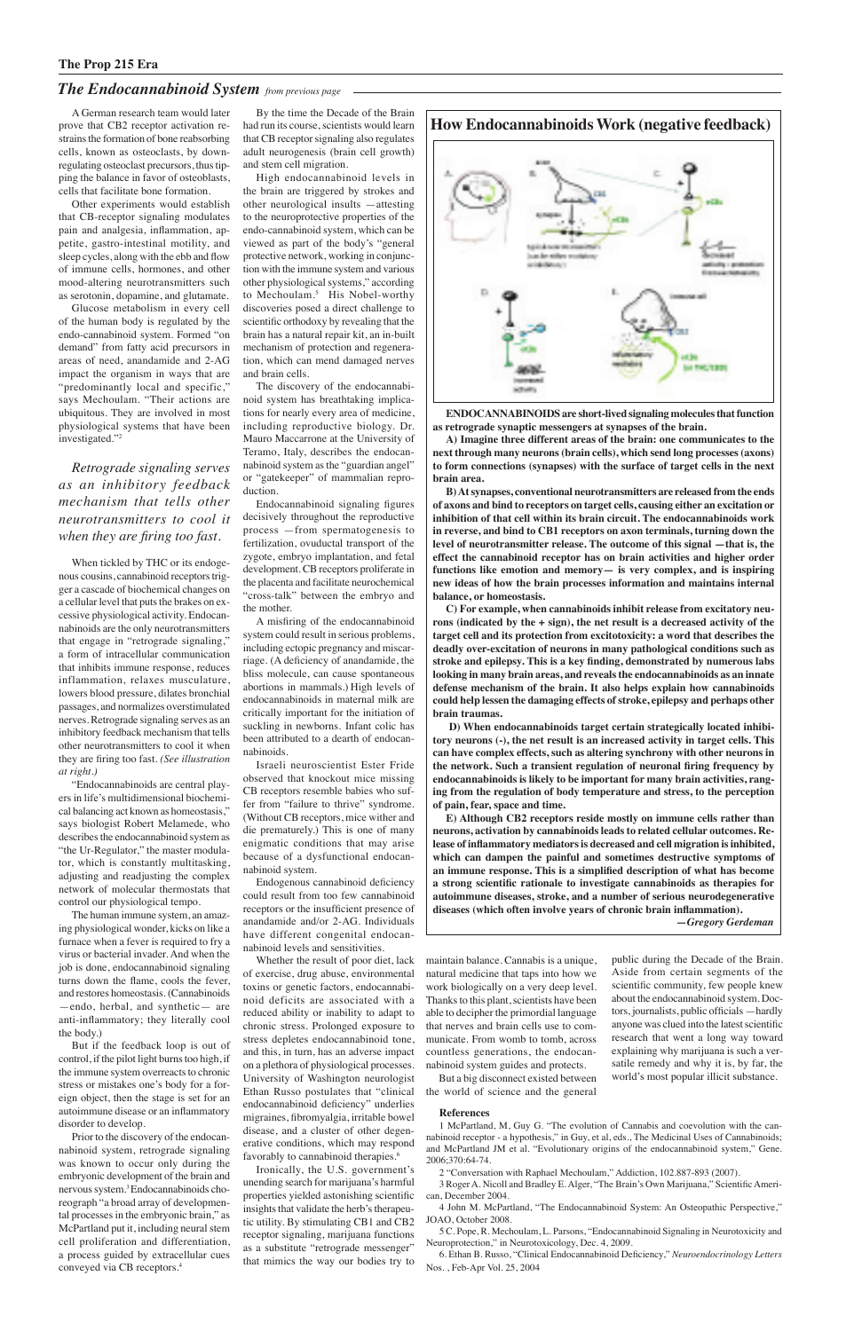## The Endocannabinoid System *from previous page*

A German research team would later prove that CB2 receptor activation restrains the formation of bone reabsorbing cells, known as osteoclasts, by downregulating osteoclast precursors, thus tipping the balance in favor of osteoblasts, cells that facilitate bone formation.

Other experiments would establish that CB-receptor signaling modulates pain and analgesia, inflammation, appetite, gastro-intestinal motility, and sleep cycles, along with the ebb and flow of immune cells, hormones, and other mood-altering neurotransmitters such as serotonin, dopamine, and glutamate.

Glucose metabolism in every cell of the human body is regulated by the endo-cannabinoid system. Formed "on demand" from fatty acid precursors in areas of need, anandamide and 2-AG impact the organism in ways that are "predominantly local and specific," says Mechoulam. "Their actions are ubiquitous. They are involved in most physiological systems that have been investigated."[2]

*Retrograde signaling serves as an inhibitory feedback mechanism that tells other neurotransmitters to cool it when they are firing too fast.*

When tickled by THC or its endogenous cousins, cannabinoid receptors trigger a cascade of biochemical changes on a cellular level that puts the brakes on excessive physiological activity. Endocannabinoids are the only neurotransmitters that engage in "retrograde signaling," a form of intracellular communication that inhibits immune response, reduces inflammation, relaxes musculature, lowers blood pressure, dilates bronchial passages, and normalizes overstimulated nerves. Retrograde signaling serves as an inhibitory feedback mechanism that tells other neurotransmitters to cool it when they are firing too fast. *(See illustration at right.)*

"Endocannabinoids are central players in life's multidimensional biochemical balancing act known as homeostasis," says biologist Robert Melamede, who describes the endocannabinoid system as "the Ur-Regulator," the master modulator, which is constantly multitasking, adjusting and readjusting the complex network of molecular thermostats that control our physiological tempo.

The human immune system, an amazing physiological wonder, kicks on like a furnace when a fever is required to fry a virus or bacterial invader. And when the job is done, endocannabinoid signaling turns down the flame, cools the fever, and restores homeostasis. (Cannabinoids —endo, herbal, and synthetic— are anti-inflammatory; they literally cool the body.)

But if the feedback loop is out of control, if the pilot light burns too high, if the immune system overreacts to chronic stress or mistakes one's body for a foreign object, then the stage is set for an autoimmune disease or an inflammatory disorder to develop.

Prior to the discovery of the endocannabinoid system, retrograde signaling was known to occur only during the embryonic development of the brain and nervous system.[3] Endocannabinoids choreograph "a broad array of developmental processes in the embryonic brain," as McPartland put it, including neural stem cell proliferation and differentiation, a process guided by extracellular cues conveyed via CB receptors.[4]

By the time the Decade of the Brain had run its course, scientists would learn that CB receptor signaling also regulates adult neurogenesis (brain cell growth) and stem cell migration.

High endocannabinoid levels in the brain are triggered by strokes and other neurological insults —attesting to the neuroprotective properties of the endo-cannabinoid system, which can be viewed as part of the body's "general protective network, working in conjunction with the immune system and various other physiological systems," according to Mechoulam.[5] His Nobel-worthy discoveries posed a direct challenge to scientific orthodoxy by revealing that the brain has a natural repair kit, an in-built mechanism of protection and regeneration, which can mend damaged nerves and brain cells.

The discovery of the endocannabinoid system has breathtaking implications for nearly every area of medicine, including reproductive biology. Dr. Mauro Maccarrone at the University of Teramo, Italy, describes the endocannabinoid system as the "guardian angel" or "gatekeeper" of mammalian reproduction.

Endocannabinoid signaling figures decisively throughout the reproductive process —from spermatogenesis to fertilization, ovuductal transport of the zygote, embryo implantation, and fetal development. CB receptors proliferate in the placenta and facilitate neurochemical "cross-talk" between the embryo and the mother.

A misfiring of the endocannabinoid system could result in serious problems, including ectopic pregnancy and miscarriage. (A deficiency of anandamide, the bliss molecule, can cause spontaneous abortions in mammals.) High levels of endocannabinoids in maternal milk are critically important for the initiation of suckling in newborns. Infant colic has been attributed to a dearth of endocannabinoids.

Israeli neuroscientist Ester Fride observed that knockout mice missing CB receptors resemble babies who suffer from "failure to thrive" syndrome. (Without CB receptors, mice wither and die prematurely.) This is one of many enigmatic conditions that may arise because of a dysfunctional endocannabinoid system.

Endogenous cannabinoid deficiency could result from too few cannabinoid receptors or the insufficient presence of anandamide and/or 2-AG. Individuals have different congenital endocannabinoid levels and sensitivities.

Whether the result of poor diet, lack of exercise, drug abuse, environmental toxins or genetic factors, endocannabinoid deficits are associated with a reduced ability or inability to adapt to chronic stress. Prolonged exposure to stress depletes endocannabinoid tone, and this, in turn, has an adverse impact on a plethora of physiological processes. University of Washington neurologist Ethan Russo postulates that "clinical endocannabinoid deficiency" underlies migraines, fibromyalgia, irritable bowel disease, and a cluster of other degenerative conditions, which may respond favorably to cannabinoid therapies.[6]

Ironically, the U.S. government's unending search for marijuana's harmful properties yielded astonishing scientific insights that validate the herb's therapeutic utility. By stimulating CB1 and CB2 receptor signaling, marijuana functions as a substitute "retrograde messenger" that mimics the way our bodies try to maintain balance. Cannabis is a unique, natural medicine that taps into how we work biologically on a very deep level. Thanks to this plant, scientists have been able to decipher the primordial language that nerves and brain cells use to communicate. From womb to tomb, across countless generations, the endocannabinoid system guides and protects.

But a big disconnect existed between the world of science and the general public during the Decade of the Brain. Aside from certain segments of the scientific community, few people knew about the endocannabinoid system. Doctors, journalists, public officials —hardly anyone was clued into the latest scientific research that went a long way toward explaining why marijuana is such a versatile remedy and why it is, by far, the world's most popular illicit substance.

### How Endocannabinoids Work (negative feedback)

**ENDOCANNABINOIDS are short-lived signaling molecules that function as retrograde synaptic messengers at synapses of the brain.**

**A) Imagine three different areas of the brain: one communicates to the next through many neurons (brain cells), which send long processes (axons) to form connections (synapses) with the surface of target cells in the next brain area.**

**B) At synapses, conventional neurotransmitters are released from the ends of axons and bind to receptors on target cells, causing either an excitation or inhibition of that cell within its brain circuit. The endocannabinoids work in reverse, and bind to CB1 receptors on axon terminals, turning down the level of neurotransmitter release. The outcome of this signal —that is, the effect the cannabinoid receptor has on brain activities and higher order functions like emotion and memory— is very complex, and is inspiring new ideas of how the brain processes information and maintains internal balance, or homeostasis.**

**C) For example, when cannabinoids inhibit release from excitatory neurons (indicated by the + sign), the net result is a decreased activity of the target cell and its protection from excitotoxicity: a word that describes the deadly over-excitation of neurons in many pathological conditions such as stroke and epilepsy. This is a key finding, demonstrated by numerous labs looking in many brain areas, and reveals the endocannabinoids as an innate defense mechanism of the brain. It also helps explain how cannabinoids could help lessen the damaging effects of stroke, epilepsy and perhaps other brain traumas.**

**D) When endocannabinoids target certain strategically located inhibitory neurons (-), the net result is an increased activity in target cells. This can have complex effects, such as altering synchrony with other neurons in the network. Such a transient regulation of neuronal firing frequency by endocannabinoids is likely to be important for many brain activities, ranging from the regulation of body temperature and stress, to the perception of pain, fear, space and time.**

**E) Although CB2 receptors reside mostly on immune cells rather than neurons, activation by cannabinoids leads to related cellular outcomes. Release of inflammatory mediators is decreased and cell migration is inhibited, which can dampen the painful and sometimes destructive symptoms of an immune response. This is a simplified description of what has become a strong scientific rationale to investigate cannabinoids as therapies for autoimmune diseases, stroke, and a number of serious neurodegenerative diseases (which often involve years of chronic brain inflammation).**

***—Gregory Gerdeman***

#### References

1 McPartland, M, Guy G. "The evolution of Cannabis and coevolution with the cannabinoid receptor - a hypothesis," in Guy, et al, eds., The Medicinal Uses of Cannabinoids; and McPartland JM et al. "Evolutionary origins of the endocannabinoid system," Gene. 2006;370:64-74.

2 "Conversation with Raphael Mechoulam," Addiction, 102.887-893 (2007).

3 Roger A. Nicoll and Bradley E. Alger, "The Brain's Own Marijuana," Scientific American, December 2004.

4 John M. McPartland, "The Endocannabinoid System: An Osteopathic Perspective," JOAO, October 2008.

5 C. Pope, R. Mechoulam, L. Parsons, "Endocannabinoid Signaling in Neurotoxicity and Neuroprotection," in Neurotoxicology, Dec. 4, 2009.

6. Ethan B. Russo, "Clinical Endocannabinoid Deficiency," *Neuroendocrinology Letters* Nos. , Feb-Apr Vol. 25, 2004